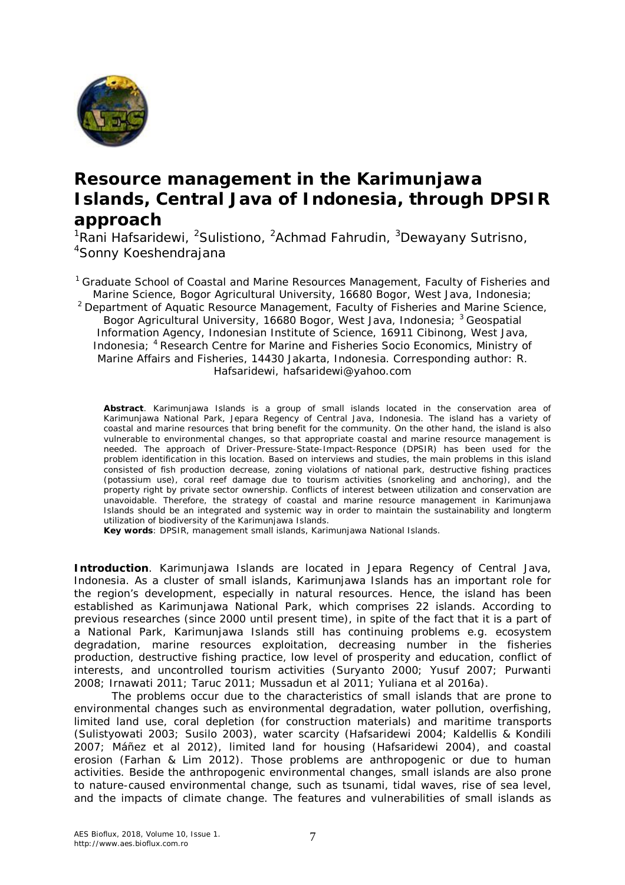# Resource management in the Karimunjawa Islands, Central Java of Indonesia, through DPSIR approach

[1]Rani Hafsaridewi, [2]Sulistiono, [2]Achmad Fahrudin, [3]Dewayany Sutrisno, [4]Sonny Koeshendrajana

[1] Graduate School of Coastal and Marine Resources Management, Faculty of Fisheries and Marine Science, Bogor Agricultural University, 16680 Bogor, West Java, Indonesia; [2] Department of Aquatic Resource Management, Faculty of Fisheries and Marine Science, Bogor Agricultural University, 16680 Bogor, West Java, Indonesia; [3] Geospatial Information Agency, Indonesian Institute of Science, 16911 Cibinong, West Java, Indonesia; [4] Research Centre for Marine and Fisheries Socio Economics, Ministry of Marine Affairs and Fisheries, 14430 Jakarta, Indonesia. Corresponding author: R. Hafsaridewi, hafsaridewi@yahoo.com

**Abstract**. Karimunjawa Islands is a group of small islands located in the conservation area of Karimunjawa National Park, Jepara Regency of Central Java, Indonesia. The island has a variety of coastal and marine resources that bring benefit for the community. On the other hand, the island is also vulnerable to environmental changes, so that appropriate coastal and marine resource management is needed. The approach of Driver-Pressure-State-Impact-Responce (DPSIR) has been used for the problem identification in this location. Based on interviews and studies, the main problems in this island consisted of fish production decrease, zoning violations of national park, destructive fishing practices (potassium use), coral reef damage due to tourism activities (snorkeling and anchoring), and the property right by private sector ownership. Conflicts of interest between utilization and conservation are unavoidable. Therefore, the strategy of coastal and marine resource management in Karimunjawa Islands should be an integrated and systemic way in order to maintain the sustainability and longterm utilization of biodiversity of the Karimunjawa Islands.

**Key words**: DPSIR, management small islands, Karimunjawa National Islands.

**Introduction**. Karimunjawa Islands are located in Jepara Regency of Central Java, Indonesia. As a cluster of small islands, Karimunjawa Islands has an important role for the region's development, especially in natural resources. Hence, the island has been established as Karimunjawa National Park, which comprises 22 islands. According to previous researches (since 2000 until present time), in spite of the fact that it is a part of a National Park, Karimunjawa Islands still has continuing problems e.g. ecosystem degradation, marine resources exploitation, decreasing number in the fisheries production, destructive fishing practice, low level of prosperity and education, conflict of interests, and uncontrolled tourism activities (Suryanto 2000; Yusuf 2007; Purwanti 2008; Irnawati 2011; Taruc 2011; Mussadun et al 2011; Yuliana et al 2016a).

The problems occur due to the characteristics of small islands that are prone to environmental changes such as environmental degradation, water pollution, overfishing, limited land use, coral depletion (for construction materials) and maritime transports (Sulistyowati 2003; Susilo 2003), water scarcity (Hafsaridewi 2004; Kaldellis & Kondili 2007; Máñez et al 2012), limited land for housing (Hafsaridewi 2004), and coastal erosion (Farhan & Lim 2012). Those problems are anthropogenic or due to human activities. Beside the anthropogenic environmental changes, small islands are also prone to nature-caused environmental change, such as tsunami, tidal waves, rise of sea level, and the impacts of climate change. The features and vulnerabilities of small islands as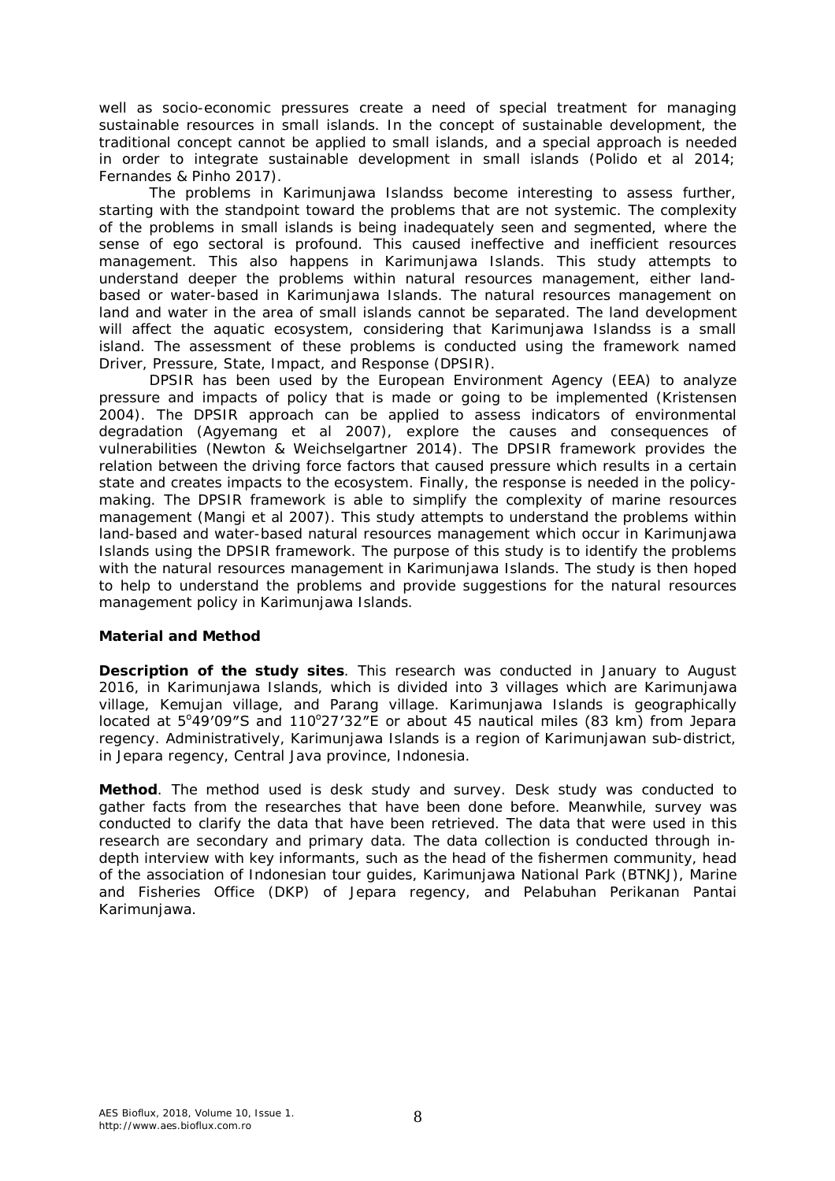well as socio-economic pressures create a need of special treatment for managing sustainable resources in small islands. In the concept of sustainable development, the traditional concept cannot be applied to small islands, and a special approach is needed in order to integrate sustainable development in small islands (Polido et al 2014; Fernandes & Pinho 2017).

The problems in Karimunjawa Islandss become interesting to assess further, starting with the standpoint toward the problems that are not systemic. The complexity of the problems in small islands is being inadequately seen and segmented, where the sense of ego sectoral is profound. This caused ineffective and inefficient resources management. This also happens in Karimunjawa Islands. This study attempts to understand deeper the problems within natural resources management, either land-based or water-based in Karimunjawa Islands. The natural resources management on land and water in the area of small islands cannot be separated. The land development will affect the aquatic ecosystem, considering that Karimunjawa Islandss is a small island. The assessment of these problems is conducted using the framework named Driver, Pressure, State, Impact, and Response (DPSIR).

DPSIR has been used by the European Environment Agency (EEA) to analyze pressure and impacts of policy that is made or going to be implemented (Kristensen 2004). The DPSIR approach can be applied to assess indicators of environmental degradation (Agyemang et al 2007), explore the causes and consequences of vulnerabilities (Newton & Weichselgartner 2014). The DPSIR framework provides the relation between the driving force factors that caused pressure which results in a certain state and creates impacts to the ecosystem. Finally, the response is needed in the policy-making. The DPSIR framework is able to simplify the complexity of marine resources management (Mangi et al 2007). This study attempts to understand the problems within land-based and water-based natural resources management which occur in Karimunjawa Islands using the DPSIR framework. The purpose of this study is to identify the problems with the natural resources management in Karimunjawa Islands. The study is then hoped to help to understand the problems and provide suggestions for the natural resources management policy in Karimunjawa Islands.

## Material and Method

**Description of the study sites**. This research was conducted in January to August 2016, in Karimunjawa Islands, which is divided into 3 villages which are Karimunjawa village, Kemujan village, and Parang village. Karimunjawa Islands is geographically located at 5°49′09″S and 110°27′32″E or about 45 nautical miles (83 km) from Jepara regency. Administratively, Karimunjawa Islands is a region of Karimunjawan sub-district, in Jepara regency, Central Java province, Indonesia.

**Method**. The method used is desk study and survey. Desk study was conducted to gather facts from the researches that have been done before. Meanwhile, survey was conducted to clarify the data that have been retrieved. The data that were used in this research are secondary and primary data. The data collection is conducted through in-depth interview with key informants, such as the head of the fishermen community, head of the association of Indonesian tour guides, Karimunjawa National Park (BTNKJ), Marine and Fisheries Office (DKP) of Jepara regency, and Pelabuhan Perikanan Pantai Karimunjawa.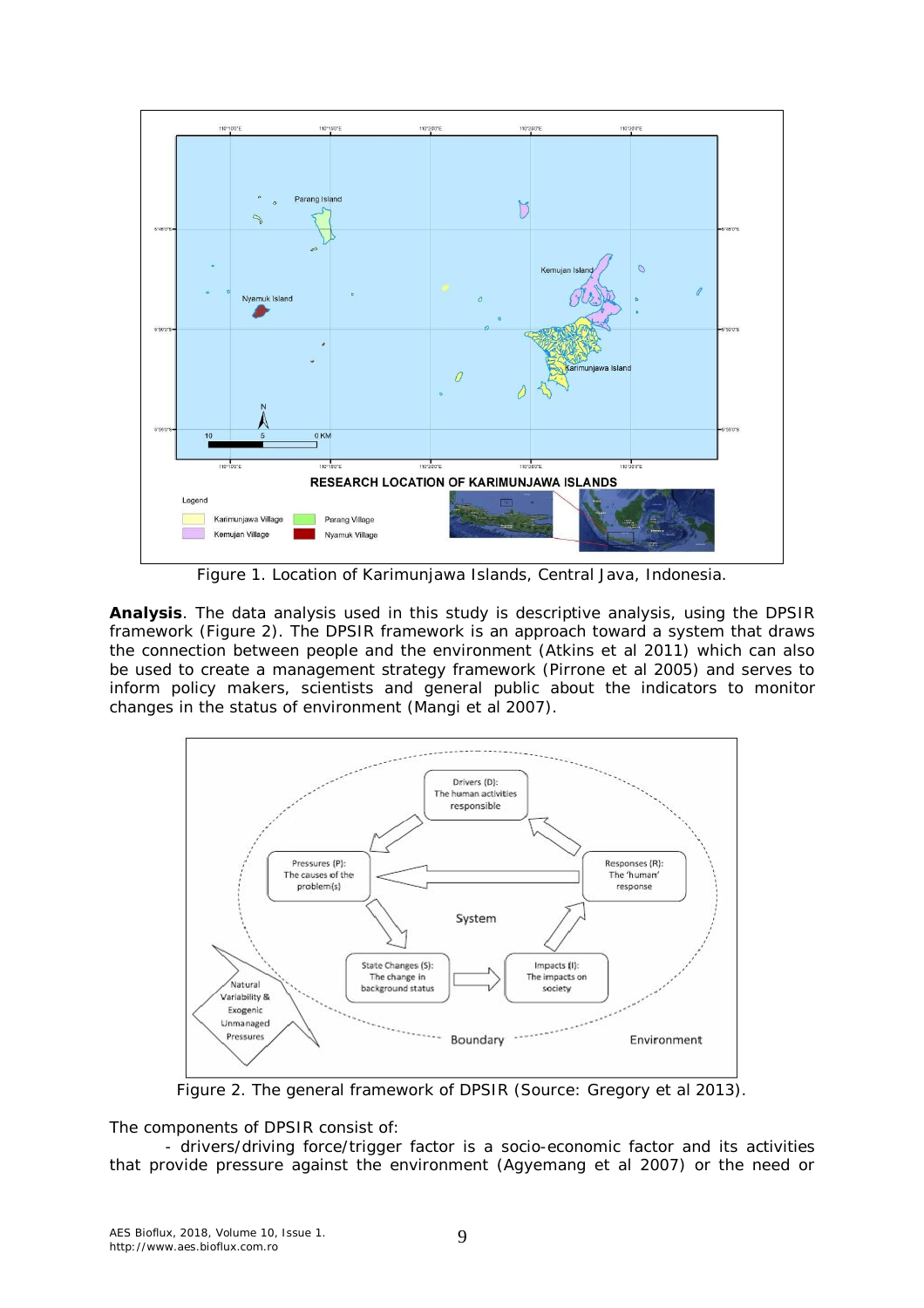Figure 1. Location of Karimunjawa Islands, Central Java, Indonesia.

**Analysis**. The data analysis used in this study is descriptive analysis, using the DPSIR framework (Figure 2). The DPSIR framework is an approach toward a system that draws the connection between people and the environment (Atkins et al 2011) which can also be used to create a management strategy framework (Pirrone et al 2005) and serves to inform policy makers, scientists and general public about the indicators to monitor changes in the status of environment (Mangi et al 2007).

Figure 2. The general framework of DPSIR (Source: Gregory et al 2013).

The components of DPSIR consist of:

- drivers/driving force/trigger factor is a socio-economic factor and its activities that provide pressure against the environment (Agyemang et al 2007) or the need or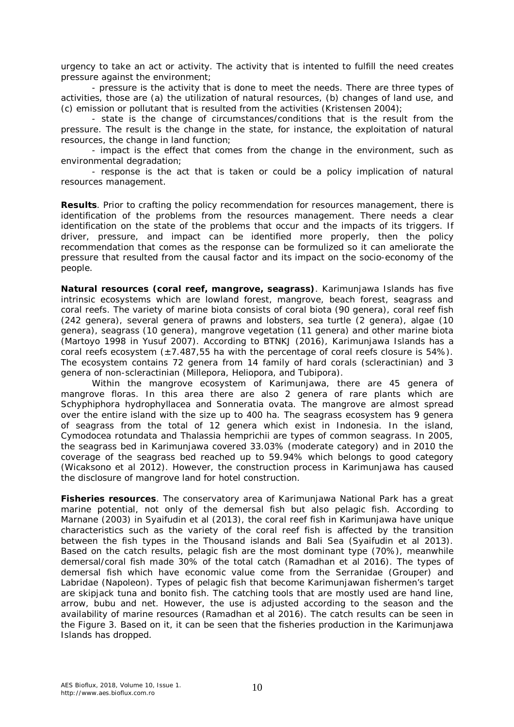urgency to take an act or activity. The activity that is intented to fulfill the need creates pressure against the environment;

- pressure is the activity that is done to meet the needs. There are three types of activities, those are (a) the utilization of natural resources, (b) changes of land use, and (c) emission or pollutant that is resulted from the activities (Kristensen 2004);
- state is the change of circumstances/conditions that is the result from the pressure. The result is the change in the state, for instance, the exploitation of natural resources, the change in land function;
- impact is the effect that comes from the change in the environment, such as environmental degradation;
- response is the act that is taken or could be a policy implication of natural resources management.

**Results**. Prior to crafting the policy recommendation for resources management, there is identification of the problems from the resources management. There needs a clear identification on the state of the problems that occur and the impacts of its triggers. If driver, pressure, and impact can be identified more properly, then the policy recommendation that comes as the response can be formulized so it can ameliorate the pressure that resulted from the causal factor and its impact on the socio-economy of the people.

**Natural resources (coral reef, mangrove, seagrass)**. Karimunjawa Islands has five intrinsic ecosystems which are lowland forest, mangrove, beach forest, seagrass and coral reefs. The variety of marine biota consists of coral biota (90 genera), coral reef fish (242 genera), several genera of prawns and lobsters, sea turtle (2 genera), algae (10 genera), seagrass (10 genera), mangrove vegetation (11 genera) and other marine biota (Martoyo 1998 in Yusuf 2007). According to BTNKJ (2016), Karimunjawa Islands has a coral reefs ecosystem (±7.487,55 ha with the percentage of coral reefs closure is 54%). The ecosystem contains 72 genera from 14 family of hard corals (scleractinian) and 3 genera of non-scleractinian (Millepora, Heliopora, and Tubipora).

Within the mangrove ecosystem of Karimunjawa, there are 45 genera of mangrove floras. In this area there are also 2 genera of rare plants which are *Schyphiphora hydrophyllacea* and *Sonneratia ovata*. The mangrove are almost spread over the entire island with the size up to 400 ha. The seagrass ecosystem has 9 genera of seagrass from the total of 12 genera which exist in Indonesia. In the island, *Cymodocea rotundata* and *Thalassia hemprichii* are types of common seagrass. In 2005, the seagrass bed in Karimunjawa covered 33.03% (moderate category) and in 2010 the coverage of the seagrass bed reached up to 59.94% which belongs to good category (Wicaksono et al 2012). However, the construction process in Karimunjawa has caused the disclosure of mangrove land for hotel construction.

**Fisheries resources**. The conservatory area of Karimunjawa National Park has a great marine potential, not only of the demersal fish but also pelagic fish. According to Marnane (2003) in Syaifudin et al (2013), the coral reef fish in Karimunjawa have unique characteristics such as the variety of the coral reef fish is affected by the transition between the fish types in the Thousand islands and Bali Sea (Syaifudin et al 2013). Based on the catch results, pelagic fish are the most dominant type (70%), meanwhile demersal/coral fish made 30% of the total catch (Ramadhan et al 2016). The types of demersal fish which have economic value come from the Serranidae (Grouper) and Labridae (Napoleon). Types of pelagic fish that become Karimunjawan fishermen's target are skipjack tuna and bonito fish. The catching tools that are mostly used are hand line, arrow, bubu and net. However, the use is adjusted according to the season and the availability of marine resources (Ramadhan et al 2016). The catch results can be seen in the Figure 3. Based on it, it can be seen that the fisheries production in the Karimunjawa Islands has dropped.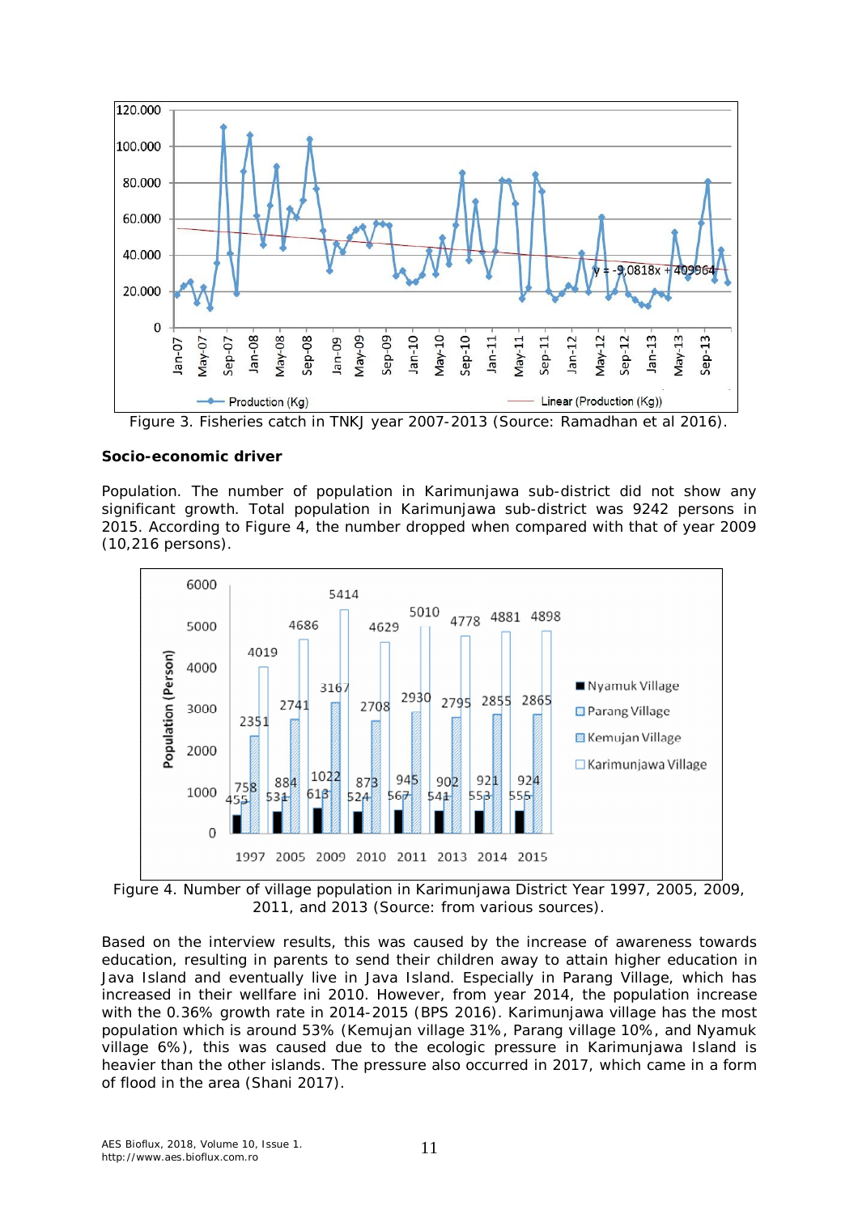Figure 3. Fisheries catch in TNKJ year 2007-2013 (Source: Ramadhan et al 2016).

**Socio-economic driver**

Population. The number of population in Karimunjawa sub-district did not show any significant growth. Total population in Karimunjawa sub-district was 9242 persons in 2015. According to Figure 4, the number dropped when compared with that of year 2009 (10,216 persons).

Figure 4. Number of village population in Karimunjawa District Year 1997, 2005, 2009, 2011, and 2013 (Source: from various sources).

Based on the interview results, this was caused by the increase of awareness towards education, resulting in parents to send their children away to attain higher education in Java Island and eventually live in Java Island. Especially in Parang Village, which has increased in their wellfare ini 2010. However, from year 2014, the population increase with the 0.36% growth rate in 2014-2015 (BPS 2016). Karimunjawa village has the most population which is around 53% (Kemujan village 31%, Parang village 10%, and Nyamuk village 6%), this was caused due to the ecologic pressure in Karimunjawa Island is heavier than the other islands. The pressure also occurred in 2017, which came in a form of flood in the area (Shani 2017).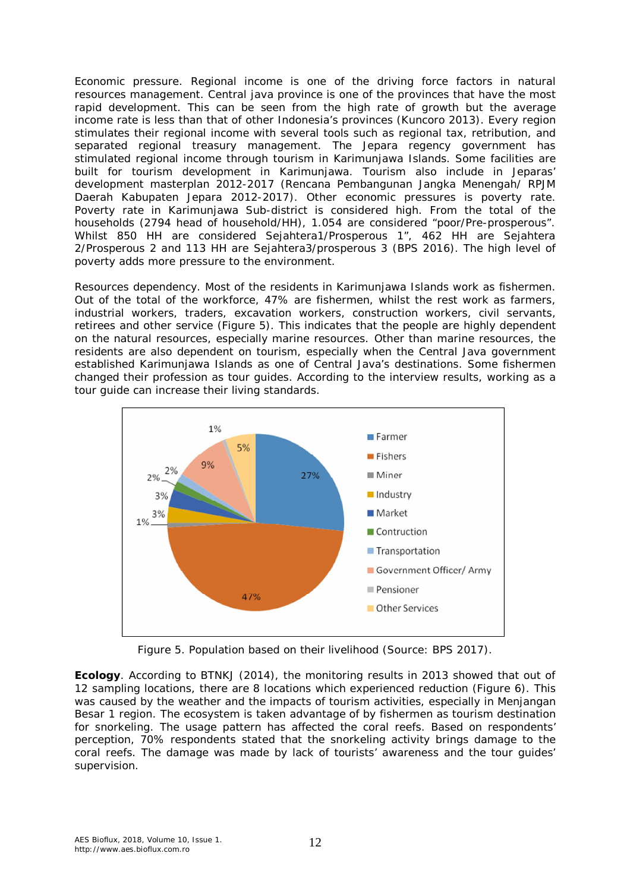Economic pressure. Regional income is one of the driving force factors in natural resources management. Central java province is one of the provinces that have the most rapid development. This can be seen from the high rate of growth but the average income rate is less than that of other Indonesia's provinces (Kuncoro 2013). Every region stimulates their regional income with several tools such as regional tax, retribution, and separated regional treasury management. The Jepara regency government has stimulated regional income through tourism in Karimunjawa Islands. Some facilities are built for tourism development in Karimunjawa. Tourism also include in Jeparas' development masterplan 2012-2017 (Rencana Pembangunan Jangka Menengah/ RPJM Daerah Kabupaten Jepara 2012-2017). Other economic pressures is poverty rate. Poverty rate in Karimunjawa Sub-district is considered high. From the total of the households (2794 head of household/HH), 1.054 are considered "poor/Pre-prosperous". Whilst 850 HH are considered Sejahtera1/Prosperous 1", 462 HH are Sejahtera 2/Prosperous 2 and 113 HH are Sejahtera3/prosperous 3 (BPS 2016). The high level of poverty adds more pressure to the environment.

Resources dependency. Most of the residents in Karimunjawa Islands work as fishermen. Out of the total of the workforce, 47% are fishermen, whilst the rest work as farmers, industrial workers, traders, excavation workers, construction workers, civil servants, retirees and other service (Figure 5). This indicates that the people are highly dependent on the natural resources, especially marine resources. Other than marine resources, the residents are also dependent on tourism, especially when the Central Java government established Karimunjawa Islands as one of Central Java's destinations. Some fishermen changed their profession as tour guides. According to the interview results, working as a tour guide can increase their living standards.

Figure 5. Population based on their livelihood (Source: BPS 2017).

**Ecology**. According to BTNKJ (2014), the monitoring results in 2013 showed that out of 12 sampling locations, there are 8 locations which experienced reduction (Figure 6). This was caused by the weather and the impacts of tourism activities, especially in Menjangan Besar 1 region. The ecosystem is taken advantage of by fishermen as tourism destination for snorkeling. The usage pattern has affected the coral reefs. Based on respondents' perception, 70% respondents stated that the snorkeling activity brings damage to the coral reefs. The damage was made by lack of tourists' awareness and the tour guides' supervision.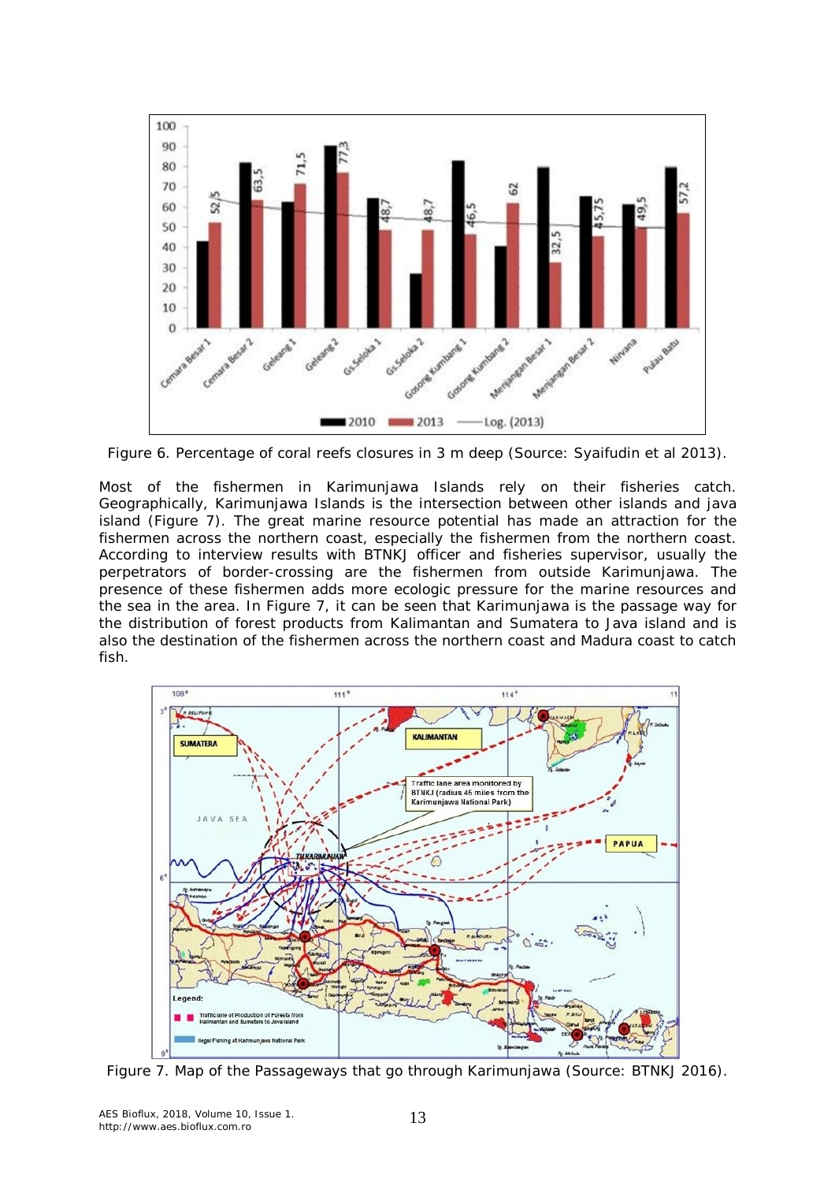Figure 6. Percentage of coral reefs closures in 3 m deep (Source: Syaifudin et al 2013).

Most of the fishermen in Karimunjawa Islands rely on their fisheries catch. Geographically, Karimunjawa Islands is the intersection between other islands and java island (Figure 7). The great marine resource potential has made an attraction for the fishermen across the northern coast, especially the fishermen from the northern coast. According to interview results with BTNKJ officer and fisheries supervisor, usually the perpetrators of border-crossing are the fishermen from outside Karimunjawa. The presence of these fishermen adds more ecologic pressure for the marine resources and the sea in the area. In Figure 7, it can be seen that Karimunjawa is the passage way for the distribution of forest products from Kalimantan and Sumatera to Java island and is also the destination of the fishermen across the northern coast and Madura coast to catch fish.

Figure 7. Map of the Passageways that go through Karimunjawa (Source: BTNKJ 2016).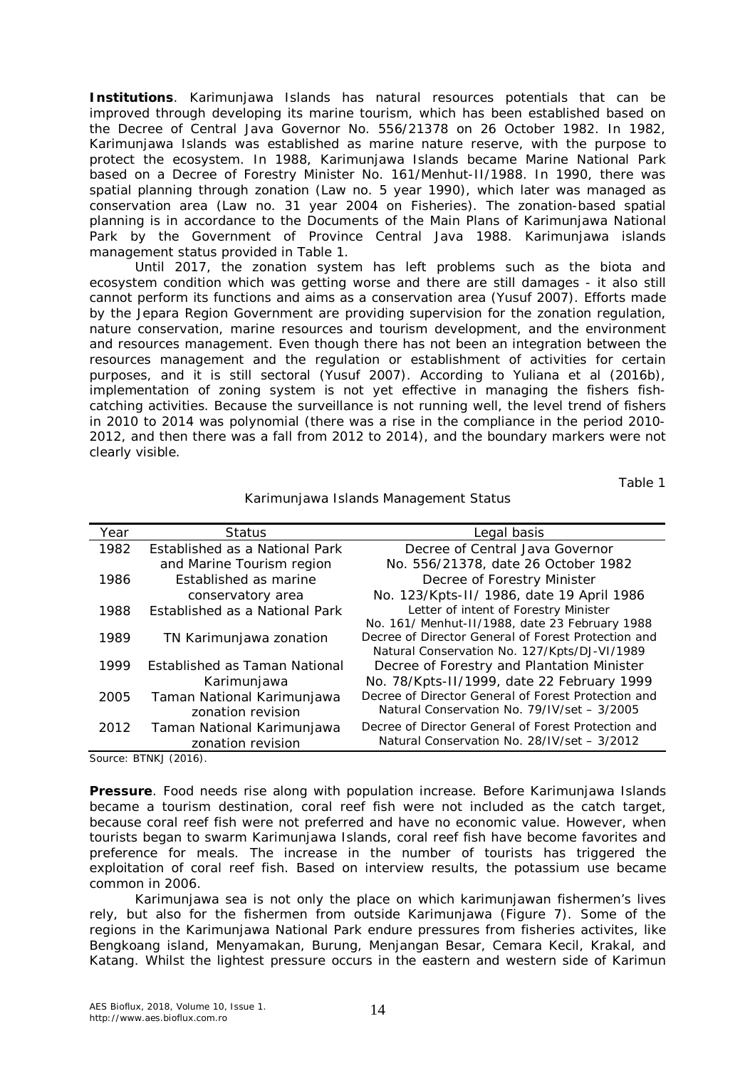**Institutions**. Karimunjawa Islands has natural resources potentials that can be improved through developing its marine tourism, which has been established based on the Decree of Central Java Governor No. 556/21378 on 26 October 1982. In 1982, Karimunjawa Islands was established as marine nature reserve, with the purpose to protect the ecosystem. In 1988, Karimunjawa Islands became Marine National Park based on a Decree of Forestry Minister No. 161/Menhut-II/1988. In 1990, there was spatial planning through zonation (Law no. 5 year 1990), which later was managed as conservation area (Law no. 31 year 2004 on Fisheries). The zonation-based spatial planning is in accordance to the Documents of the Main Plans of Karimunjawa National Park by the Government of Province Central Java 1988. Karimunjawa islands management status provided in Table 1.

Until 2017, the zonation system has left problems such as the biota and ecosystem condition which was getting worse and there are still damages - it also still cannot perform its functions and aims as a conservation area (Yusuf 2007). Efforts made by the Jepara Region Government are providing supervision for the zonation regulation, nature conservation, marine resources and tourism development, and the environment and resources management. Even though there has not been an integration between the resources management and the regulation or establishment of activities for certain purposes, and it is still sectoral (Yusuf 2007). According to Yuliana et al (2016b), implementation of zoning system is not yet effective in managing the fishers fish-catching activities. Because the surveillance is not running well, the level trend of fishers in 2010 to 2014 was polynomial (there was a rise in the compliance in the period 2010-2012, and then there was a fall from 2012 to 2014), and the boundary markers were not clearly visible.

Table 1

Karimunjawa Islands Management Status

| Year | Status | Legal basis |
|---|---|---|
| 1982 | Established as a National Park and Marine Tourism region | Decree of Central Java Governor No. 556/21378, date 26 October 1982 |
| 1986 | Established as marine conservatory area | Decree of Forestry Minister No. 123/Kpts-II/ 1986, date 19 April 1986 |
| 1988 | Established as a National Park | Letter of intent of Forestry Minister No. 161/ Menhut-II/1988, date 23 February 1988 |
| 1989 | TN Karimunjawa zonation | Decree of Director General of Forest Protection and Natural Conservation No. 127/Kpts/DJ-VI/1989 |
| 1999 | Established as Taman National Karimunjawa | Decree of Forestry and Plantation Minister No. 78/Kpts-II/1999, date 22 February 1999 |
| 2005 | Taman National Karimunjawa zonation revision | Decree of Director General of Forest Protection and Natural Conservation No. 79/IV/set – 3/2005 |
| 2012 | Taman National Karimunjawa zonation revision | Decree of Director General of Forest Protection and Natural Conservation No. 28/IV/set – 3/2012 |

Source: BTNKJ (2016).

**Pressure**. Food needs rise along with population increase. Before Karimunjawa Islands became a tourism destination, coral reef fish were not included as the catch target, because coral reef fish were not preferred and have no economic value. However, when tourists began to swarm Karimunjawa Islands, coral reef fish have become favorites and preference for meals. The increase in the number of tourists has triggered the exploitation of coral reef fish. Based on interview results, the potassium use became common in 2006.

Karimunjawa sea is not only the place on which karimunjawan fishermen's lives rely, but also for the fishermen from outside Karimunjawa (Figure 7). Some of the regions in the Karimunjawa National Park endure pressures from fisheries activites, like Bengkoang island, Menyamakan, Burung, Menjangan Besar, Cemara Kecil, Krakal, and Katang. Whilst the lightest pressure occurs in the eastern and western side of Karimun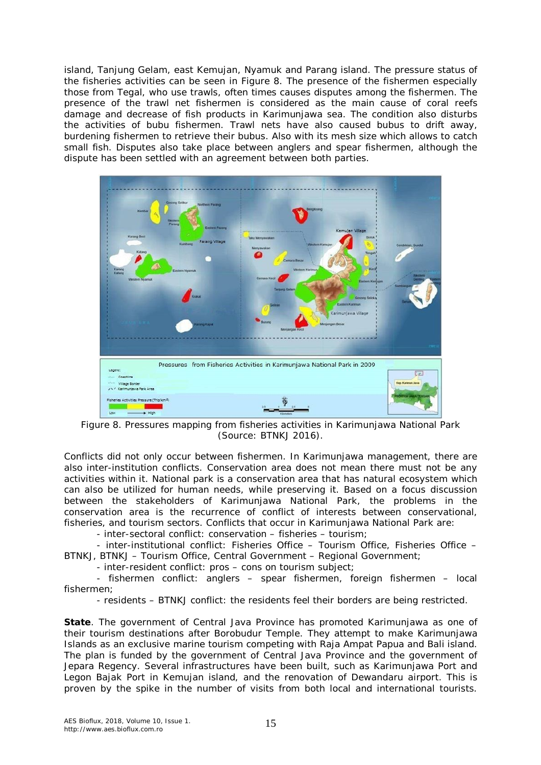island, Tanjung Gelam, east Kemujan, Nyamuk and Parang island. The pressure status of the fisheries activities can be seen in Figure 8. The presence of the fishermen especially those from Tegal, who use trawls, often times causes disputes among the fishermen. The presence of the trawl net fishermen is considered as the main cause of coral reefs damage and decrease of fish products in Karimunjawa sea. The condition also disturbs the activities of bubu fishermen. Trawl nets have also caused bubus to drift away, burdening fishermen to retrieve their bubus. Also with its mesh size which allows to catch small fish. Disputes also take place between anglers and spear fishermen, although the dispute has been settled with an agreement between both parties.

Figure 8. Pressures mapping from fisheries activities in Karimunjawa National Park (Source: BTNKJ 2016).

Conflicts did not only occur between fishermen. In Karimunjawa management, there are also inter-institution conflicts. Conservation area does not mean there must not be any activities within it. National park is a conservation area that has natural ecosystem which can also be utilized for human needs, while preserving it. Based on a focus discussion between the stakeholders of Karimunjawa National Park, the problems in the conservation area is the recurrence of conflict of interests between conservational, fisheries, and tourism sectors. Conflicts that occur in Karimunjawa National Park are:

- inter-sectoral conflict: conservation – fisheries – tourism;
- inter-institutional conflict: Fisheries Office – Tourism Office, Fisheries Office – BTNKJ, BTNKJ – Tourism Office, Central Government – Regional Government;
- inter-resident conflict: pros – cons on tourism subject;
- fishermen conflict: anglers – spear fishermen, foreign fishermen – local fishermen;
- residents – BTNKJ conflict: the residents feel their borders are being restricted.

**State**. The government of Central Java Province has promoted Karimunjawa as one of their tourism destinations after Borobudur Temple. They attempt to make Karimunjawa Islands as an exclusive marine tourism competing with Raja Ampat Papua and Bali island. The plan is funded by the government of Central Java Province and the government of Jepara Regency. Several infrastructures have been built, such as Karimunjawa Port and Legon Bajak Port in Kemujan island, and the renovation of Dewandaru airport. This is proven by the spike in the number of visits from both local and international tourists.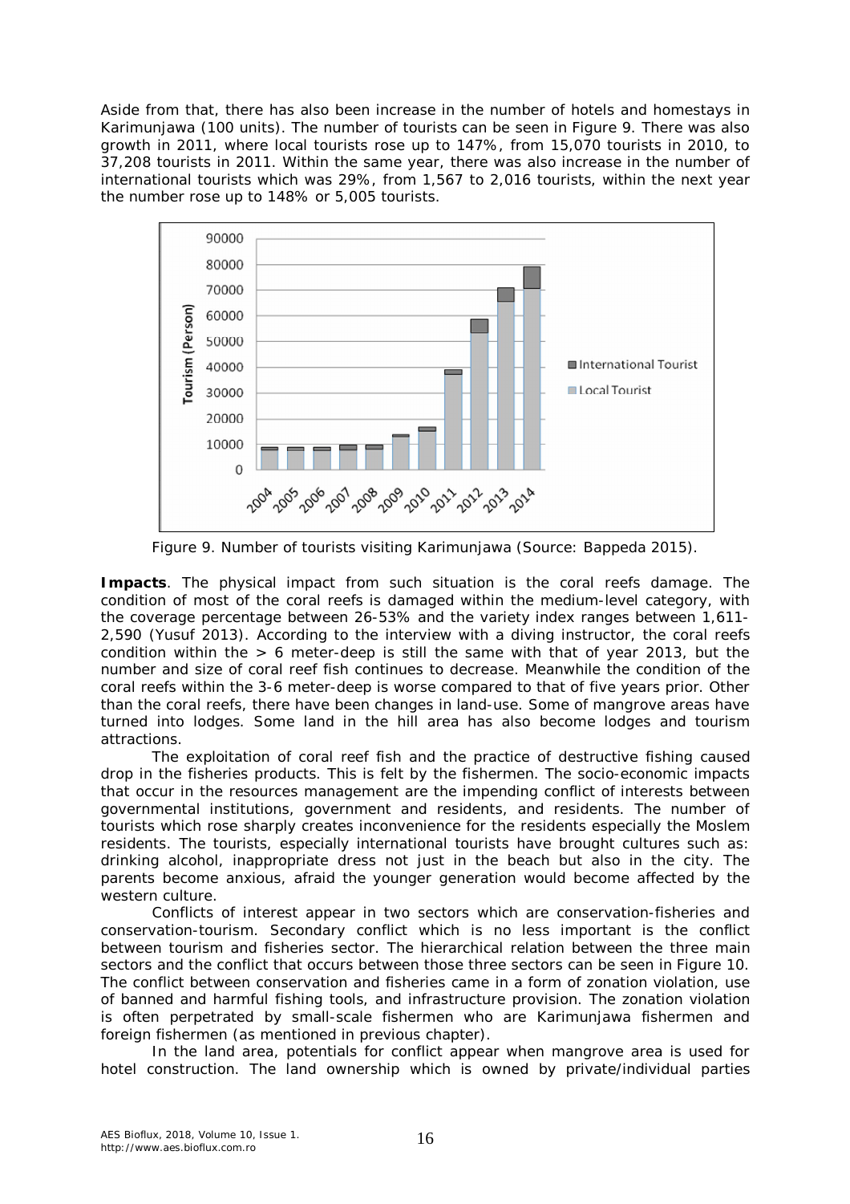Aside from that, there has also been increase in the number of hotels and homestays in Karimunjawa (100 units). The number of tourists can be seen in Figure 9. There was also growth in 2011, where local tourists rose up to 147%, from 15,070 tourists in 2010, to 37,208 tourists in 2011. Within the same year, there was also increase in the number of international tourists which was 29%, from 1,567 to 2,016 tourists, within the next year the number rose up to 148% or 5,005 tourists.

Figure 9. Number of tourists visiting Karimunjawa (Source: Bappeda 2015).

**Impacts**. The physical impact from such situation is the coral reefs damage. The condition of most of the coral reefs is damaged within the medium-level category, with the coverage percentage between 26-53% and the variety index ranges between 1,611-2,590 (Yusuf 2013). According to the interview with a diving instructor, the coral reefs condition within the > 6 meter-deep is still the same with that of year 2013, but the number and size of coral reef fish continues to decrease. Meanwhile the condition of the coral reefs within the 3-6 meter-deep is worse compared to that of five years prior. Other than the coral reefs, there have been changes in land-use. Some of mangrove areas have turned into lodges. Some land in the hill area has also become lodges and tourism attractions.

The exploitation of coral reef fish and the practice of destructive fishing caused drop in the fisheries products. This is felt by the fishermen. The socio-economic impacts that occur in the resources management are the impending conflict of interests between governmental institutions, government and residents, and residents. The number of tourists which rose sharply creates inconvenience for the residents especially the Moslem residents. The tourists, especially international tourists have brought cultures such as: drinking alcohol, inappropriate dress not just in the beach but also in the city. The parents become anxious, afraid the younger generation would become affected by the western culture.

Conflicts of interest appear in two sectors which are conservation-fisheries and conservation-tourism. Secondary conflict which is no less important is the conflict between tourism and fisheries sector. The hierarchical relation between the three main sectors and the conflict that occurs between those three sectors can be seen in Figure 10. The conflict between conservation and fisheries came in a form of zonation violation, use of banned and harmful fishing tools, and infrastructure provision. The zonation violation is often perpetrated by small-scale fishermen who are Karimunjawa fishermen and foreign fishermen (as mentioned in previous chapter).

In the land area, potentials for conflict appear when mangrove area is used for hotel construction. The land ownership which is owned by private/individual parties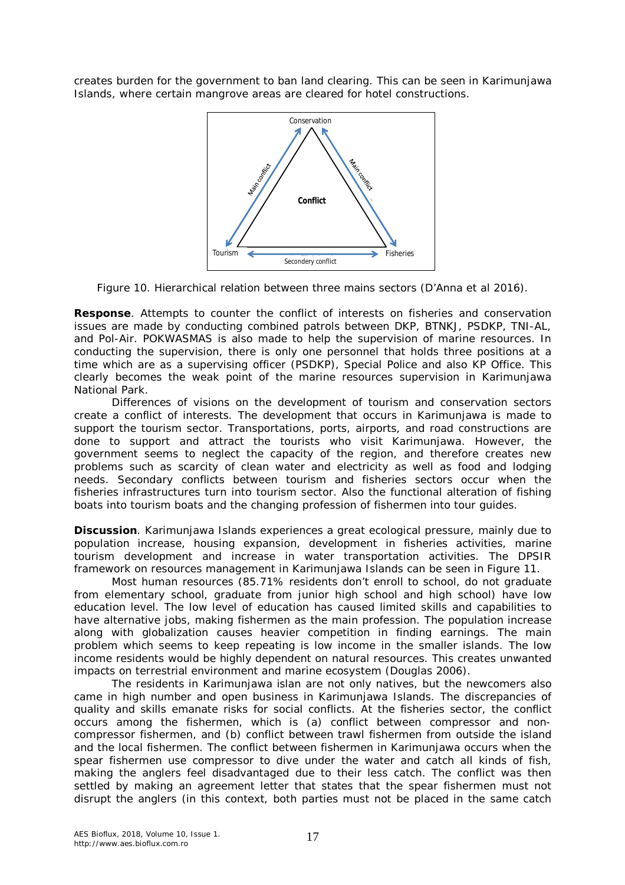creates burden for the government to ban land clearing. This can be seen in Karimunjawa Islands, where certain mangrove areas are cleared for hotel constructions.

Figure 10. Hierarchical relation between three mains sectors (D'Anna et al 2016).

**Response**. Attempts to counter the conflict of interests on fisheries and conservation issues are made by conducting combined patrols between DKP, BTNKJ, PSDKP, TNI-AL, and Pol-Air. POKWASMAS is also made to help the supervision of marine resources. In conducting the supervision, there is only one personnel that holds three positions at a time which are as a supervising officer (PSDKP), Special Police and also KP Office. This clearly becomes the weak point of the marine resources supervision in Karimunjawa National Park.

Differences of visions on the development of tourism and conservation sectors create a conflict of interests. The development that occurs in Karimunjawa is made to support the tourism sector. Transportations, ports, airports, and road constructions are done to support and attract the tourists who visit Karimunjawa. However, the government seems to neglect the capacity of the region, and therefore creates new problems such as scarcity of clean water and electricity as well as food and lodging needs. Secondary conflicts between tourism and fisheries sectors occur when the fisheries infrastructures turn into tourism sector. Also the functional alteration of fishing boats into tourism boats and the changing profession of fishermen into tour guides.

**Discussion**. Karimunjawa Islands experiences a great ecological pressure, mainly due to population increase, housing expansion, development in fisheries activities, marine tourism development and increase in water transportation activities. The DPSIR framework on resources management in Karimunjawa Islands can be seen in Figure 11.

Most human resources (85.71% residents don't enroll to school, do not graduate from elementary school, graduate from junior high school and high school) have low education level. The low level of education has caused limited skills and capabilities to have alternative jobs, making fishermen as the main profession. The population increase along with globalization causes heavier competition in finding earnings. The main problem which seems to keep repeating is low income in the smaller islands. The low income residents would be highly dependent on natural resources. This creates unwanted impacts on terrestrial environment and marine ecosystem (Douglas 2006).

The residents in Karimunjawa islan are not only natives, but the newcomers also came in high number and open business in Karimunjawa Islands. The discrepancies of quality and skills emanate risks for social conflicts. At the fisheries sector, the conflict occurs among the fishermen, which is (a) conflict between compressor and non-compressor fishermen, and (b) conflict between trawl fishermen from outside the island and the local fishermen. The conflict between fishermen in Karimunjawa occurs when the spear fishermen use compressor to dive under the water and catch all kinds of fish, making the anglers feel disadvantaged due to their less catch. The conflict was then settled by making an agreement letter that states that the spear fishermen must not disrupt the anglers (in this context, both parties must not be placed in the same catch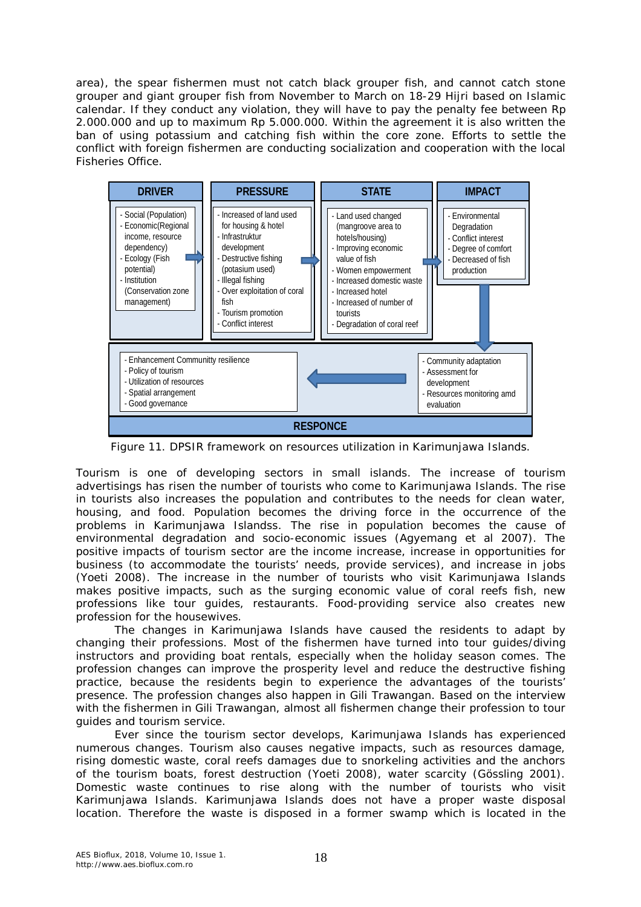area), the spear fishermen must not catch black grouper fish, and cannot catch stone grouper and giant grouper fish from November to March on 18-29 Hijri based on Islamic calendar. If they conduct any violation, they will have to pay the penalty fee between Rp 2.000.000 and up to maximum Rp 5.000.000. Within the agreement it is also written the ban of using potassium and catching fish within the core zone. Efforts to settle the conflict with foreign fishermen are conducting socialization and cooperation with the local Fisheries Office.

| DRIVER | PRESSURE | STATE | IMPACT |
|---|---|---|---|
| - Social (Population)<br>- Economic(Regional income, resource dependency)<br>- Ecology (Fish potential)<br>- Institution (Conservation zone management) | - Increased of land used for housing & hotel<br>- Infrastruktur development<br>- Destructive fishing (potasium used)<br>- Illegal fishing<br>- Over exploitation of coral fish<br>- Tourism promotion<br>- Conflict interest | - Land used changed (mangroove area to hotels/housing)<br>- Improving economic value of fish<br>- Women empowerment<br>- Increased domestic waste<br>- Increased hotel<br>- Increased of number of tourists<br>- Degradation of coral reef | - Environmental Degradation<br>- Conflict interest<br>- Degree of comfort<br>- Decreased of fish production |

**RESPONCE**

- Enhancement Community resilience
- Policy of tourism
- Utilization of resources
- Spatial arrangement
- Good governance

- Community adaptation
- Assessment for development
- Resources monitoring amd evaluation

Figure 11. DPSIR framework on resources utilization in Karimunjawa Islands.

Tourism is one of developing sectors in small islands. The increase of tourism advertisings has risen the number of tourists who come to Karimunjawa Islands. The rise in tourists also increases the population and contributes to the needs for clean water, housing, and food. Population becomes the driving force in the occurrence of the problems in Karimunjawa Islandss. The rise in population becomes the cause of environmental degradation and socio-economic issues (Agyemang et al 2007). The positive impacts of tourism sector are the income increase, increase in opportunities for business (to accommodate the tourists' needs, provide services), and increase in jobs (Yoeti 2008). The increase in the number of tourists who visit Karimunjawa Islands makes positive impacts, such as the surging economic value of coral reefs fish, new professions like tour guides, restaurants. Food-providing service also creates new profession for the housewives.

The changes in Karimunjawa Islands have caused the residents to adapt by changing their professions. Most of the fishermen have turned into tour guides/diving instructors and providing boat rentals, especially when the holiday season comes. The profession changes can improve the prosperity level and reduce the destructive fishing practice, because the residents begin to experience the advantages of the tourists' presence. The profession changes also happen in Gili Trawangan. Based on the interview with the fishermen in Gili Trawangan, almost all fishermen change their profession to tour guides and tourism service.

Ever since the tourism sector develops, Karimunjawa Islands has experienced numerous changes. Tourism also causes negative impacts, such as resources damage, rising domestic waste, coral reefs damages due to snorkeling activities and the anchors of the tourism boats, forest destruction (Yoeti 2008), water scarcity (Gössling 2001). Domestic waste continues to rise along with the number of tourists who visit Karimunjawa Islands. Karimunjawa Islands does not have a proper waste disposal location. Therefore the waste is disposed in a former swamp which is located in the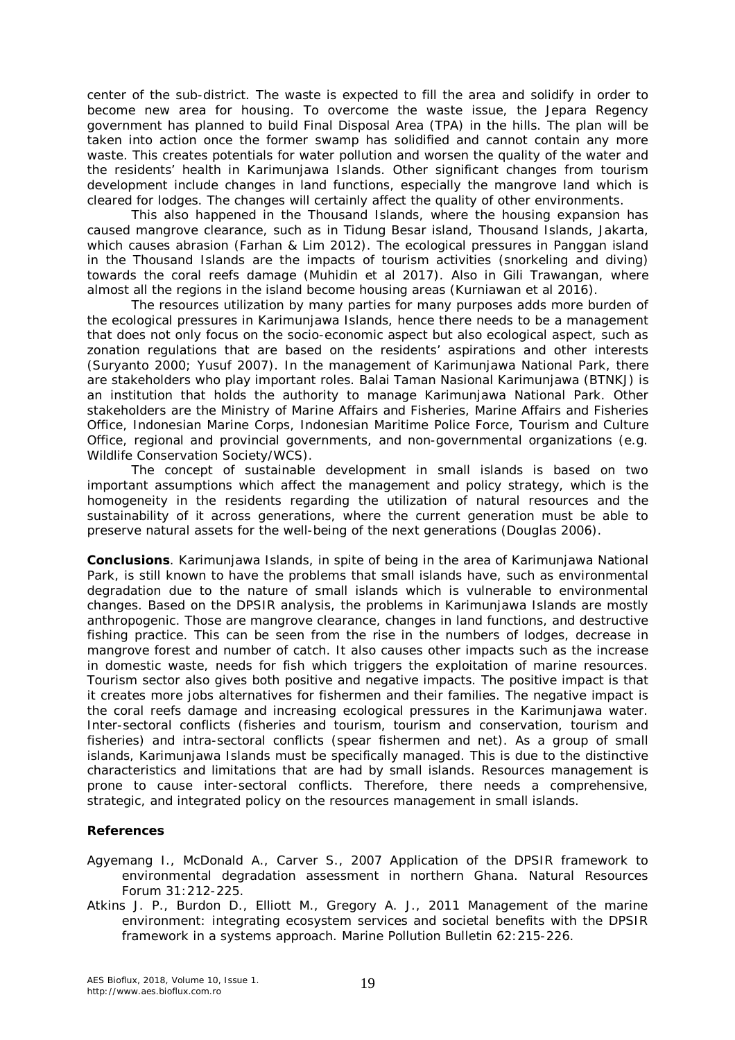center of the sub-district. The waste is expected to fill the area and solidify in order to become new area for housing. To overcome the waste issue, the Jepara Regency government has planned to build Final Disposal Area (TPA) in the hills. The plan will be taken into action once the former swamp has solidified and cannot contain any more waste. This creates potentials for water pollution and worsen the quality of the water and the residents' health in Karimunjawa Islands. Other significant changes from tourism development include changes in land functions, especially the mangrove land which is cleared for lodges. The changes will certainly affect the quality of other environments.

This also happened in the Thousand Islands, where the housing expansion has caused mangrove clearance, such as in Tidung Besar island, Thousand Islands, Jakarta, which causes abrasion (Farhan & Lim 2012). The ecological pressures in Panggan island in the Thousand Islands are the impacts of tourism activities (snorkeling and diving) towards the coral reefs damage (Muhidin et al 2017). Also in Gili Trawangan, where almost all the regions in the island become housing areas (Kurniawan et al 2016).

The resources utilization by many parties for many purposes adds more burden of the ecological pressures in Karimunjawa Islands, hence there needs to be a management that does not only focus on the socio-economic aspect but also ecological aspect, such as zonation regulations that are based on the residents' aspirations and other interests (Suryanto 2000; Yusuf 2007). In the management of Karimunjawa National Park, there are stakeholders who play important roles. Balai Taman Nasional Karimunjawa (BTNKJ) is an institution that holds the authority to manage Karimunjawa National Park. Other stakeholders are the Ministry of Marine Affairs and Fisheries, Marine Affairs and Fisheries Office, Indonesian Marine Corps, Indonesian Maritime Police Force, Tourism and Culture Office, regional and provincial governments, and non-governmental organizations (e.g. Wildlife Conservation Society/WCS).

The concept of sustainable development in small islands is based on two important assumptions which affect the management and policy strategy, which is the homogeneity in the residents regarding the utilization of natural resources and the sustainability of it across generations, where the current generation must be able to preserve natural assets for the well-being of the next generations (Douglas 2006).

**Conclusions**. Karimunjawa Islands, in spite of being in the area of Karimunjawa National Park, is still known to have the problems that small islands have, such as environmental degradation due to the nature of small islands which is vulnerable to environmental changes. Based on the DPSIR analysis, the problems in Karimunjawa Islands are mostly anthropogenic. Those are mangrove clearance, changes in land functions, and destructive fishing practice. This can be seen from the rise in the numbers of lodges, decrease in mangrove forest and number of catch. It also causes other impacts such as the increase in domestic waste, needs for fish which triggers the exploitation of marine resources. Tourism sector also gives both positive and negative impacts. The positive impact is that it creates more jobs alternatives for fishermen and their families. The negative impact is the coral reefs damage and increasing ecological pressures in the Karimunjawa water. Inter-sectoral conflicts (fisheries and tourism, tourism and conservation, tourism and fisheries) and intra-sectoral conflicts (spear fishermen and net). As a group of small islands, Karimunjawa Islands must be specifically managed. This is due to the distinctive characteristics and limitations that are had by small islands. Resources management is prone to cause inter-sectoral conflicts. Therefore, there needs a comprehensive, strategic, and integrated policy on the resources management in small islands.

## References

- Agyemang I., McDonald A., Carver S., 2007 Application of the DPSIR framework to environmental degradation assessment in northern Ghana. Natural Resources Forum 31:212-225.
- Atkins J. P., Burdon D., Elliott M., Gregory A. J., 2011 Management of the marine environment: integrating ecosystem services and societal benefits with the DPSIR framework in a systems approach. Marine Pollution Bulletin 62:215-226.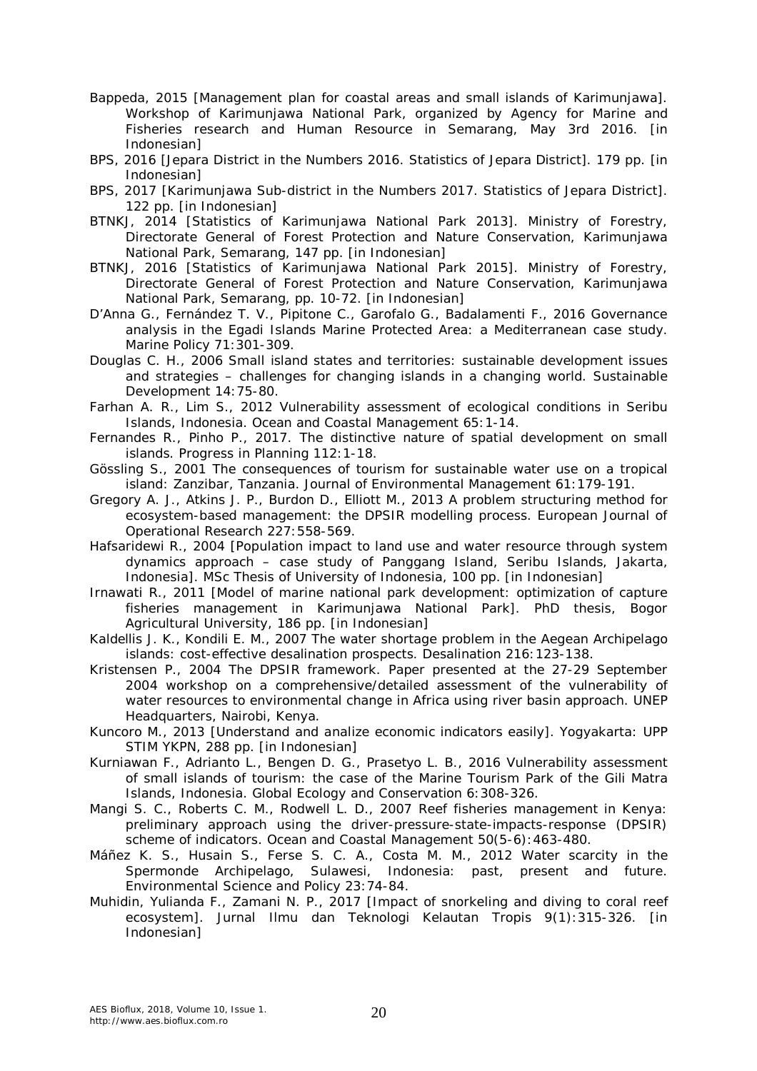Bappeda, 2015 [Management plan for coastal areas and small islands of Karimunjawa]. Workshop of Karimunjawa National Park, organized by Agency for Marine and Fisheries research and Human Resource in Semarang, May 3rd 2016. [in Indonesian]

BPS, 2016 [Jepara District in the Numbers 2016. Statistics of Jepara District]. 179 pp. [in Indonesian]

BPS, 2017 [Karimunjawa Sub-district in the Numbers 2017. Statistics of Jepara District]. 122 pp. [in Indonesian]

BTNKJ, 2014 [Statistics of Karimunjawa National Park 2013]. Ministry of Forestry, Directorate General of Forest Protection and Nature Conservation, Karimunjawa National Park, Semarang, 147 pp. [in Indonesian]

BTNKJ, 2016 [Statistics of Karimunjawa National Park 2015]. Ministry of Forestry, Directorate General of Forest Protection and Nature Conservation, Karimunjawa National Park, Semarang, pp. 10-72. [in Indonesian]

D'Anna G., Fernández T. V., Pipitone C., Garofalo G., Badalamenti F., 2016 Governance analysis in the Egadi Islands Marine Protected Area: a Mediterranean case study. Marine Policy 71:301-309.

Douglas C. H., 2006 Small island states and territories: sustainable development issues and strategies – challenges for changing islands in a changing world. Sustainable Development 14:75-80.

Farhan A. R., Lim S., 2012 Vulnerability assessment of ecological conditions in Seribu Islands, Indonesia. Ocean and Coastal Management 65:1-14.

Fernandes R., Pinho P., 2017. The distinctive nature of spatial development on small islands. Progress in Planning 112:1-18.

Gössling S., 2001 The consequences of tourism for sustainable water use on a tropical island: Zanzibar, Tanzania. Journal of Environmental Management 61:179-191.

Gregory A. J., Atkins J. P., Burdon D., Elliott M., 2013 A problem structuring method for ecosystem-based management: the DPSIR modelling process. European Journal of Operational Research 227:558-569.

Hafsaridewi R., 2004 [Population impact to land use and water resource through system dynamics approach – case study of Panggang Island, Seribu Islands, Jakarta, Indonesia]. MSc Thesis of University of Indonesia, 100 pp. [in Indonesian]

Irnawati R., 2011 [Model of marine national park development: optimization of capture fisheries management in Karimunjawa National Park]. PhD thesis, Bogor Agricultural University, 186 pp. [in Indonesian]

Kaldellis J. K., Kondili E. M., 2007 The water shortage problem in the Aegean Archipelago islands: cost-effective desalination prospects. Desalination 216:123-138.

Kristensen P., 2004 The DPSIR framework. Paper presented at the 27-29 September 2004 workshop on a comprehensive/detailed assessment of the vulnerability of water resources to environmental change in Africa using river basin approach. UNEP Headquarters, Nairobi, Kenya.

Kuncoro M., 2013 [Understand and analize economic indicators easily]. Yogyakarta: UPP STIM YKPN, 288 pp. [in Indonesian]

Kurniawan F., Adrianto L., Bengen D. G., Prasetyo L. B., 2016 Vulnerability assessment of small islands of tourism: the case of the Marine Tourism Park of the Gili Matra Islands, Indonesia. Global Ecology and Conservation 6:308-326.

Mangi S. C., Roberts C. M., Rodwell L. D., 2007 Reef fisheries management in Kenya: preliminary approach using the driver-pressure-state-impacts-response (DPSIR) scheme of indicators. Ocean and Coastal Management 50(5-6):463-480.

Máñez K. S., Husain S., Ferse S. C. A., Costa M. M., 2012 Water scarcity in the Spermonde Archipelago, Sulawesi, Indonesia: past, present and future. Environmental Science and Policy 23:74-84.

Muhidin, Yulianda F., Zamani N. P., 2017 [Impact of snorkeling and diving to coral reef ecosystem]. Jurnal Ilmu dan Teknologi Kelautan Tropis 9(1):315-326. [in Indonesian]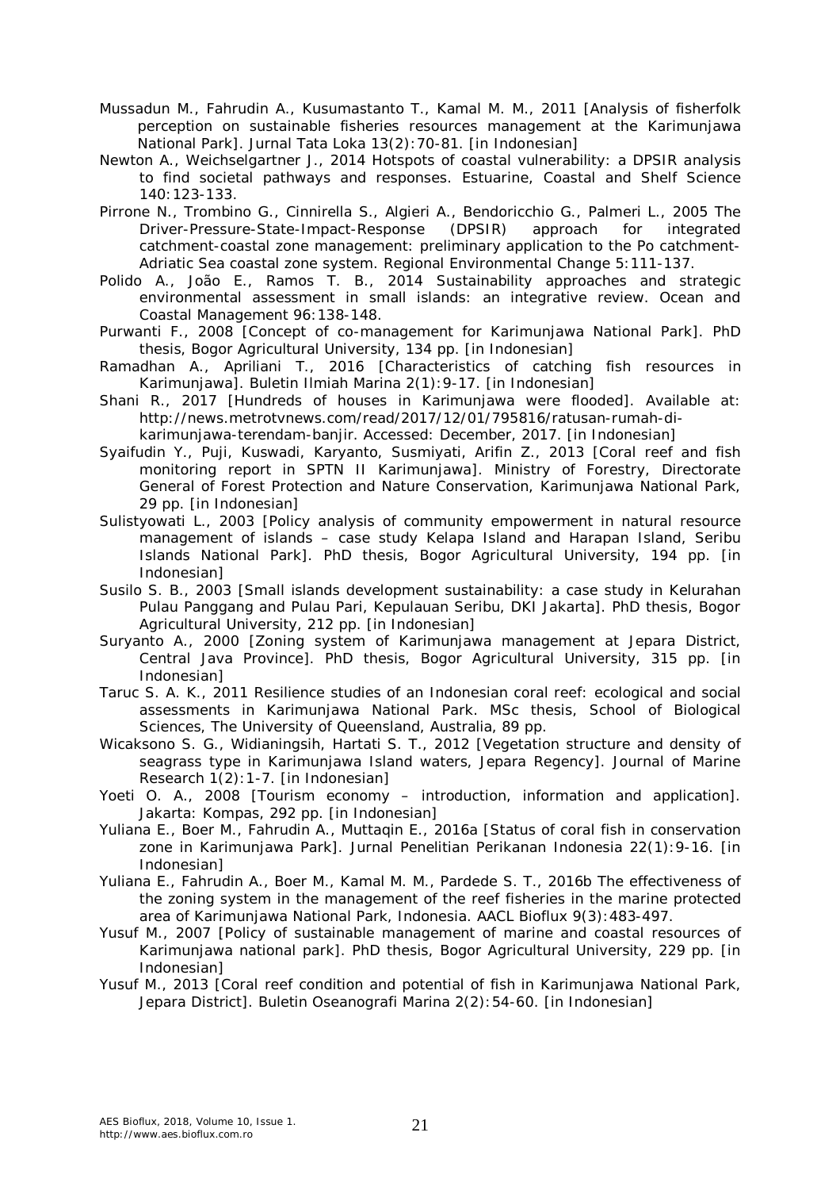Mussadun M., Fahrudin A., Kusumastanto T., Kamal M. M., 2011 [Analysis of fisherfolk perception on sustainable fisheries resources management at the Karimunjawa National Park]. Jurnal Tata Loka 13(2):70-81. [in Indonesian]

Newton A., Weichselgartner J., 2014 Hotspots of coastal vulnerability: a DPSIR analysis to find societal pathways and responses. Estuarine, Coastal and Shelf Science 140:123-133.

Pirrone N., Trombino G., Cinnirella S., Algieri A., Bendoricchio G., Palmeri L., 2005 The Driver-Pressure-State-Impact-Response (DPSIR) approach for integrated catchment-coastal zone management: preliminary application to the Po catchment-Adriatic Sea coastal zone system. Regional Environmental Change 5:111-137.

Polido A., João E., Ramos T. B., 2014 Sustainability approaches and strategic environmental assessment in small islands: an integrative review. Ocean and Coastal Management 96:138-148.

Purwanti F., 2008 [Concept of co-management for Karimunjawa National Park]. PhD thesis, Bogor Agricultural University, 134 pp. [in Indonesian]

Ramadhan A., Apriliani T., 2016 [Characteristics of catching fish resources in Karimunjawa]. Buletin Ilmiah Marina 2(1):9-17. [in Indonesian]

Shani R., 2017 [Hundreds of houses in Karimunjawa were flooded]. Available at: http://news.metrotvnews.com/read/2017/12/01/795816/ratusan-rumah-di-karimunjawa-terendam-banjir. Accessed: December, 2017. [in Indonesian]

Syaifudin Y., Puji, Kuswadi, Karyanto, Susmiyati, Arifin Z., 2013 [Coral reef and fish monitoring report in SPTN II Karimunjawa]. Ministry of Forestry, Directorate General of Forest Protection and Nature Conservation, Karimunjawa National Park, 29 pp. [in Indonesian]

Sulistyowati L., 2003 [Policy analysis of community empowerment in natural resource management of islands – case study Kelapa Island and Harapan Island, Seribu Islands National Park]. PhD thesis, Bogor Agricultural University, 194 pp. [in Indonesian]

Susilo S. B., 2003 [Small islands development sustainability: a case study in Kelurahan Pulau Panggang and Pulau Pari, Kepulauan Seribu, DKI Jakarta]. PhD thesis, Bogor Agricultural University, 212 pp. [in Indonesian]

Suryanto A., 2000 [Zoning system of Karimunjawa management at Jepara District, Central Java Province]. PhD thesis, Bogor Agricultural University, 315 pp. [in Indonesian]

Taruc S. A. K., 2011 Resilience studies of an Indonesian coral reef: ecological and social assessments in Karimunjawa National Park. MSc thesis, School of Biological Sciences, The University of Queensland, Australia, 89 pp.

Wicaksono S. G., Widianingsih, Hartati S. T., 2012 [Vegetation structure and density of seagrass type in Karimunjawa Island waters, Jepara Regency]. Journal of Marine Research 1(2):1-7. [in Indonesian]

Yoeti O. A., 2008 [Tourism economy – introduction, information and application]. Jakarta: Kompas, 292 pp. [in Indonesian]

Yuliana E., Boer M., Fahrudin A., Muttaqin E., 2016a [Status of coral fish in conservation zone in Karimunjawa Park]. Jurnal Penelitian Perikanan Indonesia 22(1):9-16. [in Indonesian]

Yuliana E., Fahrudin A., Boer M., Kamal M. M., Pardede S. T., 2016b The effectiveness of the zoning system in the management of the reef fisheries in the marine protected area of Karimunjawa National Park, Indonesia. AACL Bioflux 9(3):483-497.

Yusuf M., 2007 [Policy of sustainable management of marine and coastal resources of Karimunjawa national park]. PhD thesis, Bogor Agricultural University, 229 pp. [in Indonesian]

Yusuf M., 2013 [Coral reef condition and potential of fish in Karimunjawa National Park, Jepara District]. Buletin Oseanografi Marina 2(2):54-60. [in Indonesian]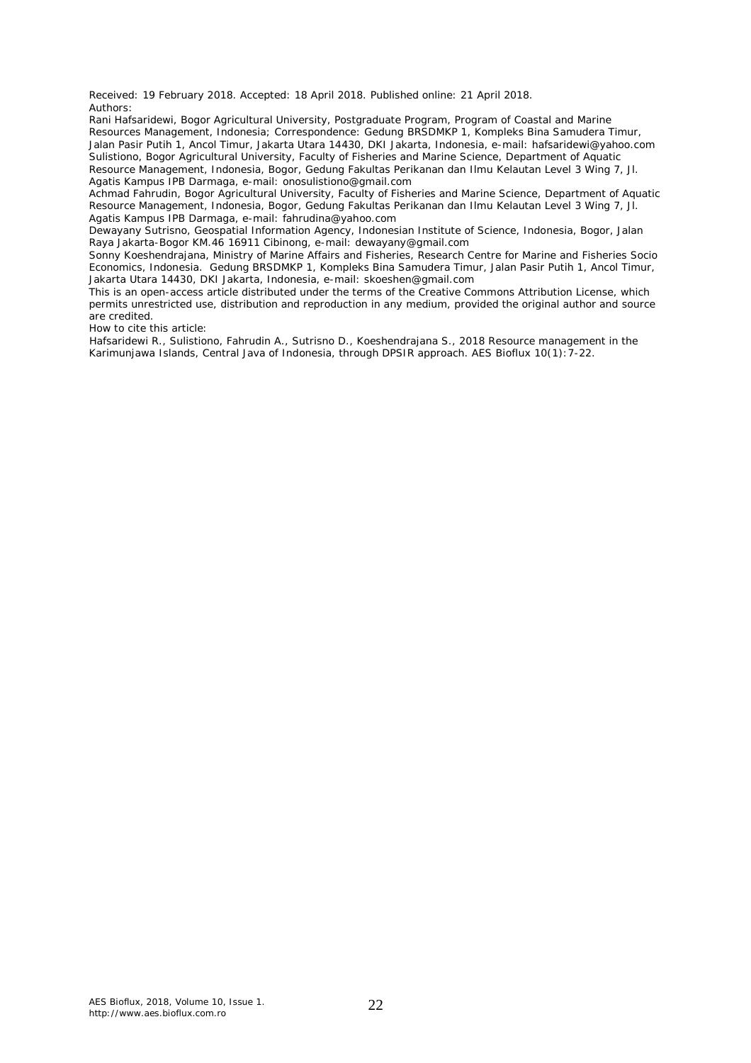Received: 19 February 2018. Accepted: 18 April 2018. Published online: 21 April 2018.

Authors:

Rani Hafsaridewi, Bogor Agricultural University, Postgraduate Program, Program of Coastal and Marine Resources Management, Indonesia; Correspondence: Gedung BRSDMKP 1, Kompleks Bina Samudera Timur, Jalan Pasir Putih 1, Ancol Timur, Jakarta Utara 14430, DKI Jakarta, Indonesia, e-mail: hafsaridewi@yahoo.com

Sulistiono, Bogor Agricultural University, Faculty of Fisheries and Marine Science, Department of Aquatic Resource Management, Indonesia, Bogor, Gedung Fakultas Perikanan dan Ilmu Kelautan Level 3 Wing 7, Jl. Agatis Kampus IPB Darmaga, e-mail: onosulistiono@gmail.com

Achmad Fahrudin, Bogor Agricultural University, Faculty of Fisheries and Marine Science, Department of Aquatic Resource Management, Indonesia, Bogor, Gedung Fakultas Perikanan dan Ilmu Kelautan Level 3 Wing 7, Jl. Agatis Kampus IPB Darmaga, e-mail: fahrudina@yahoo.com

Dewayany Sutrisno, Geospatial Information Agency, Indonesian Institute of Science, Indonesia, Bogor, Jalan Raya Jakarta-Bogor KM.46 16911 Cibinong, e-mail: dewayany@gmail.com

Sonny Koeshendrajana, Ministry of Marine Affairs and Fisheries, Research Centre for Marine and Fisheries Socio Economics, Indonesia. Gedung BRSDMKP 1, Kompleks Bina Samudera Timur, Jalan Pasir Putih 1, Ancol Timur, Jakarta Utara 14430, DKI Jakarta, Indonesia, e-mail: skoeshen@gmail.com

This is an open-access article distributed under the terms of the Creative Commons Attribution License, which permits unrestricted use, distribution and reproduction in any medium, provided the original author and source are credited.

How to cite this article:

Hafsaridewi R., Sulistiono, Fahrudin A., Sutrisno D., Koeshendrajana S., 2018 Resource management in the Karimunjawa Islands, Central Java of Indonesia, through DPSIR approach. AES Bioflux 10(1):7-22.